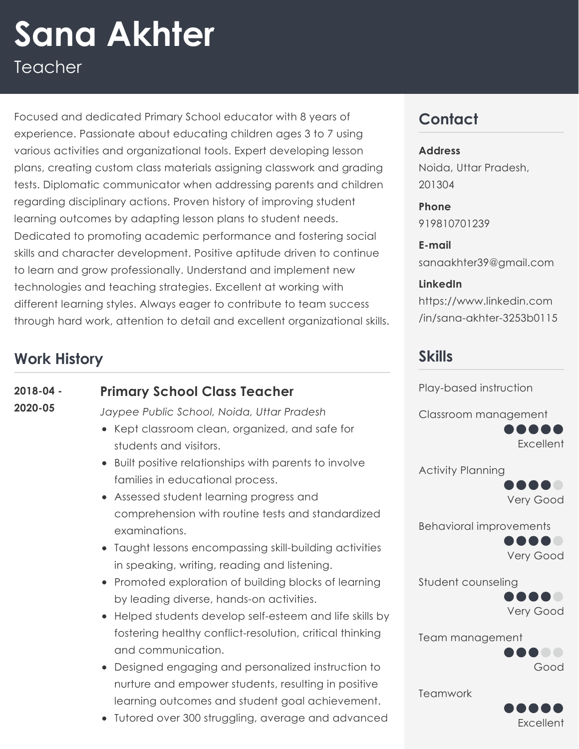# Sana Akhter

Teacher

Focused and dedicated Primary School educator with 8 years of experience. Passionate about educating children ages 3 to 7 using various activities and organizational tools. Expert developing lesson plans, creating custom class materials assigning classwork and grading tests. Diplomatic communicator when addressing parents and children regarding disciplinary actions. Proven history of improving student learning outcomes by adapting lesson plans to student needs. Dedicated to promoting academic performance and fostering social skills and character development. Positive aptitude driven to continue to learn and grow professionally. Understand and implement new technologies and teaching strategies. Excellent at working with different learning styles. Always eager to contribute to team success through hard work, attention to detail and excellent organizational skills.

## Work History

**2018-04 - 2020-05**

### Primary School Class Teacher

*Jaypee Public School, Noida, Uttar Pradesh*

- Kept classroom clean, organized, and safe for students and visitors.
- Built positive relationships with parents to involve families in educational process.
- Assessed student learning progress and comprehension with routine tests and standardized examinations.
- Taught lessons encompassing skill-building activities in speaking, writing, reading and listening.
- Promoted exploration of building blocks of learning by leading diverse, hands-on activities.
- Helped students develop self-esteem and life skills by fostering healthy conflict-resolution, critical thinking and communication.
- Designed engaging and personalized instruction to nurture and empower students, resulting in positive learning outcomes and student goal achievement.
- Tutored over 300 struggling, average and advanced

## Contact

**Address**
Noida, Uttar Pradesh, 201304

**Phone**
919810701239

**E-mail**
sanaakhter39@gmail.com

**LinkedIn**
https://www.linkedin.com/in/sana-akhter-3253b0115

## Skills

- Play-based instruction
- Classroom management — Excellent
- Activity Planning — Very Good
- Behavioral improvements — Very Good
- Student counseling — Very Good
- Team management — Good
- Teamwork — Excellent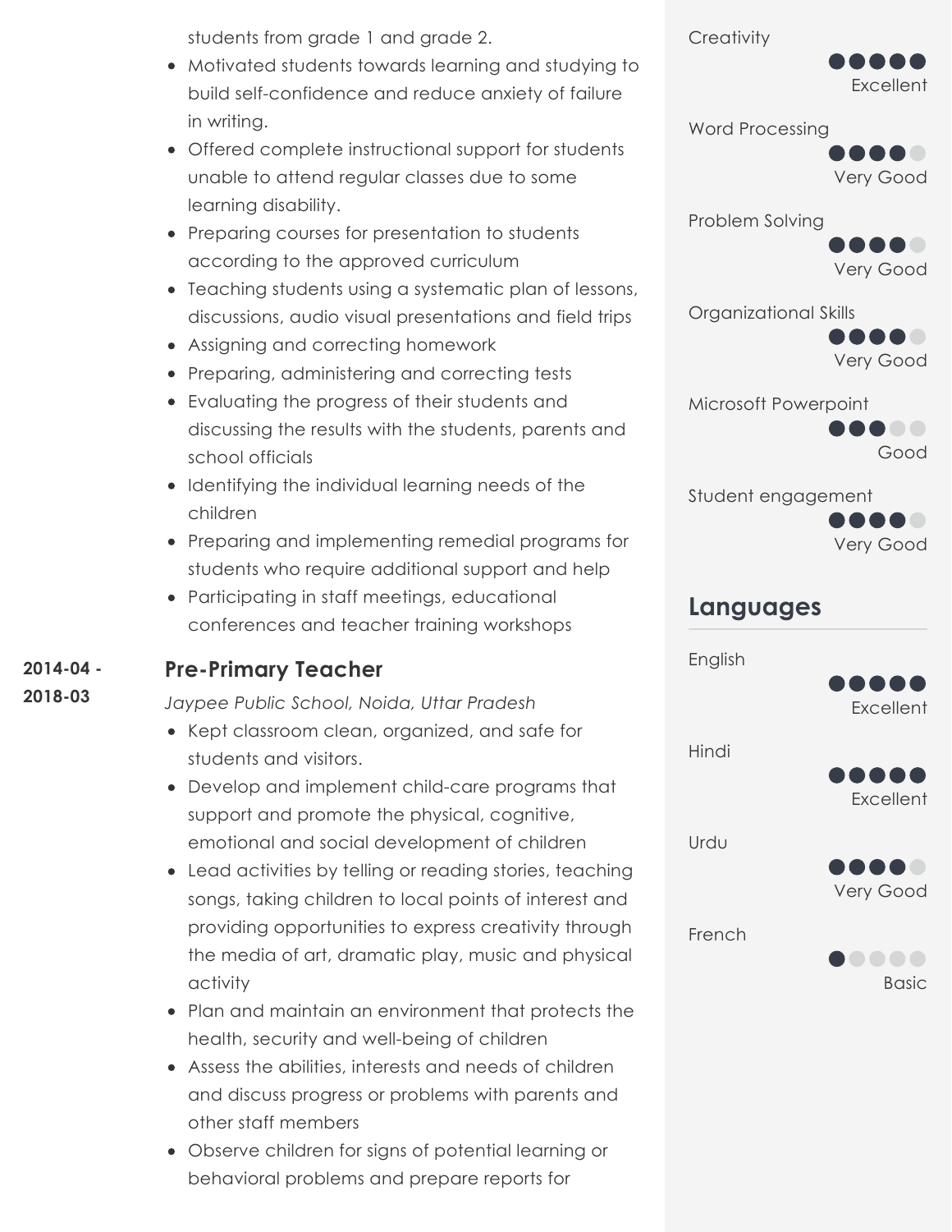students from grade 1 and grade 2.

- Motivated students towards learning and studying to build self-confidence and reduce anxiety of failure in writing.
- Offered complete instructional support for students unable to attend regular classes due to some learning disability.
- Preparing courses for presentation to students according to the approved curriculum
- Teaching students using a systematic plan of lessons, discussions, audio visual presentations and field trips
- Assigning and correcting homework
- Preparing, administering and correcting tests
- Evaluating the progress of their students and discussing the results with the students, parents and school officials
- Identifying the individual learning needs of the children
- Preparing and implementing remedial programs for students who require additional support and help
- Participating in staff meetings, educational conferences and teacher training workshops

**2014-04 - 2018-03**

### Pre-Primary Teacher

*Jaypee Public School, Noida, Uttar Pradesh*

- Kept classroom clean, organized, and safe for students and visitors.
- Develop and implement child-care programs that support and promote the physical, cognitive, emotional and social development of children
- Lead activities by telling or reading stories, teaching songs, taking children to local points of interest and providing opportunities to express creativity through the media of art, dramatic play, music and physical activity
- Plan and maintain an environment that protects the health, security and well-being of children
- Assess the abilities, interests and needs of children and discuss progress or problems with parents and other staff members
- Observe children for signs of potential learning or behavioral problems and prepare reports for

Creativity
●●●●● Excellent

Word Processing
●●●●○ Very Good

Problem Solving
●●●●○ Very Good

Organizational Skills
●●●●○ Very Good

Microsoft Powerpoint
●●●○○ Good

Student engagement
●●●●○ Very Good

## Languages

English
●●●●● Excellent

Hindi
●●●●● Excellent

Urdu
●●●●○ Very Good

French
●○○○○ Basic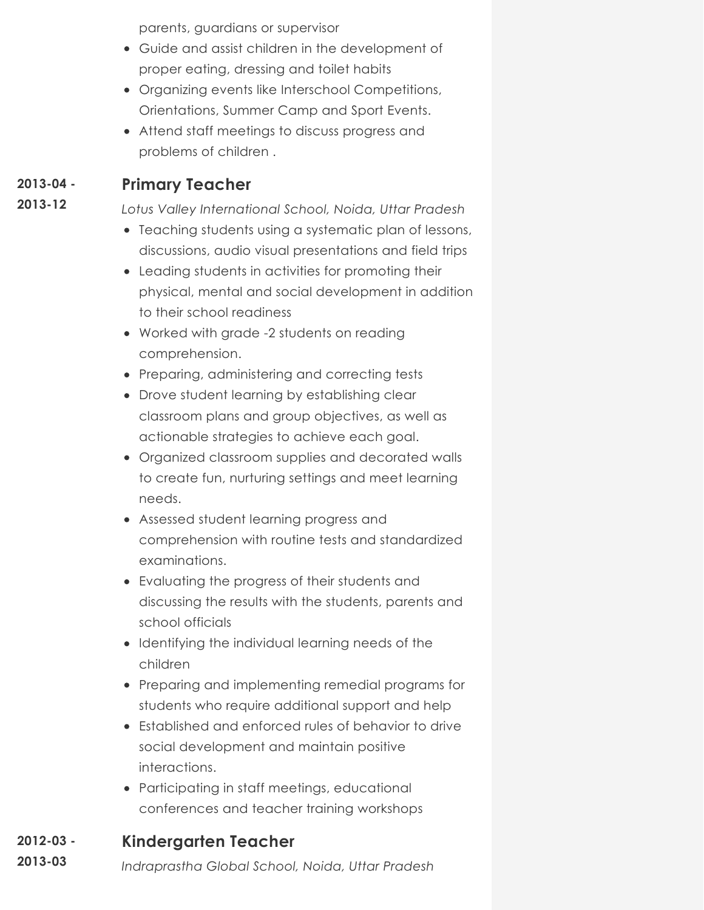parents, guardians or supervisor

- Guide and assist children in the development of proper eating, dressing and toilet habits
- Organizing events like Interschool Competitions, Orientations, Summer Camp and Sport Events.
- Attend staff meetings to discuss progress and problems of children .

**2013-04 - 2013-12**

### Primary Teacher

*Lotus Valley International School, Noida, Uttar Pradesh*

- Teaching students using a systematic plan of lessons, discussions, audio visual presentations and field trips
- Leading students in activities for promoting their physical, mental and social development in addition to their school readiness
- Worked with grade -2 students on reading comprehension.
- Preparing, administering and correcting tests
- Drove student learning by establishing clear classroom plans and group objectives, as well as actionable strategies to achieve each goal.
- Organized classroom supplies and decorated walls to create fun, nurturing settings and meet learning needs.
- Assessed student learning progress and comprehension with routine tests and standardized examinations.
- Evaluating the progress of their students and discussing the results with the students, parents and school officials
- Identifying the individual learning needs of the children
- Preparing and implementing remedial programs for students who require additional support and help
- Established and enforced rules of behavior to drive social development and maintain positive interactions.
- Participating in staff meetings, educational conferences and teacher training workshops

**2012-03 - 2013-03**

### Kindergarten Teacher

*Indraprastha Global School, Noida, Uttar Pradesh*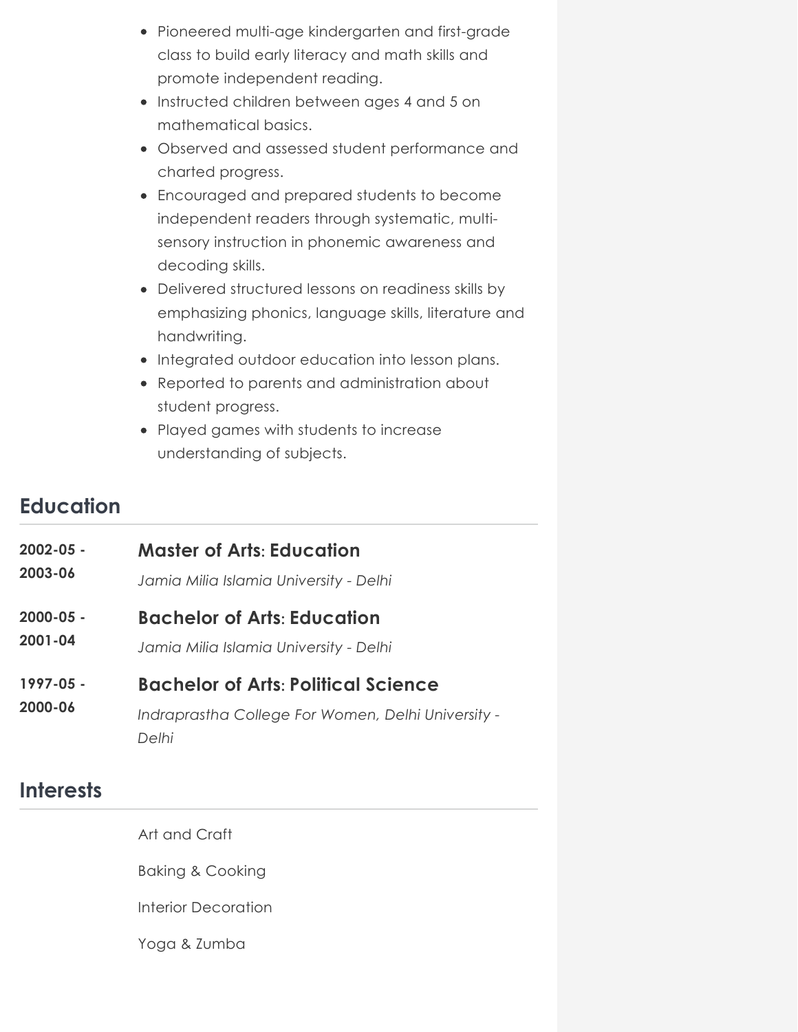- Pioneered multi-age kindergarten and first-grade class to build early literacy and math skills and promote independent reading.
- Instructed children between ages 4 and 5 on mathematical basics.
- Observed and assessed student performance and charted progress.
- Encouraged and prepared students to become independent readers through systematic, multi-sensory instruction in phonemic awareness and decoding skills.
- Delivered structured lessons on readiness skills by emphasizing phonics, language skills, literature and handwriting.
- Integrated outdoor education into lesson plans.
- Reported to parents and administration about student progress.
- Played games with students to increase understanding of subjects.

## Education

**2002-05 - 2003-06**
### Master of Arts: Education
*Jamia Milia Islamia University - Delhi*

**2000-05 - 2001-04**
### Bachelor of Arts: Education
*Jamia Milia Islamia University - Delhi*

**1997-05 - 2000-06**
### Bachelor of Arts: Political Science
*Indraprastha College For Women, Delhi University - Delhi*

## Interests

Art and Craft

Baking & Cooking

Interior Decoration

Yoga & Zumba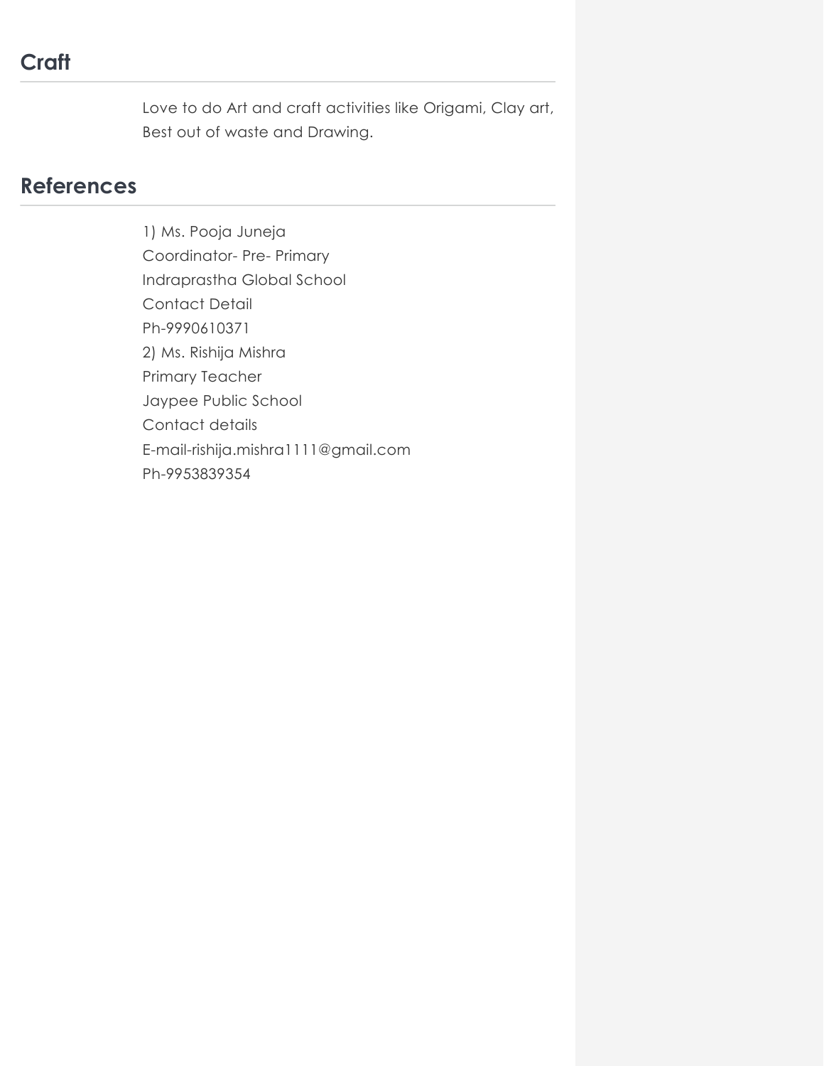## Craft

Love to do Art and craft activities like Origami, Clay art, Best out of waste and Drawing.

## References

1) Ms. Pooja Juneja
Coordinator- Pre- Primary
Indraprastha Global School
Contact Detail
Ph-9990610371
2) Ms. Rishija Mishra
Primary Teacher
Jaypee Public School
Contact details
E-mail-rishija.mishra1111@gmail.com
Ph-9953839354